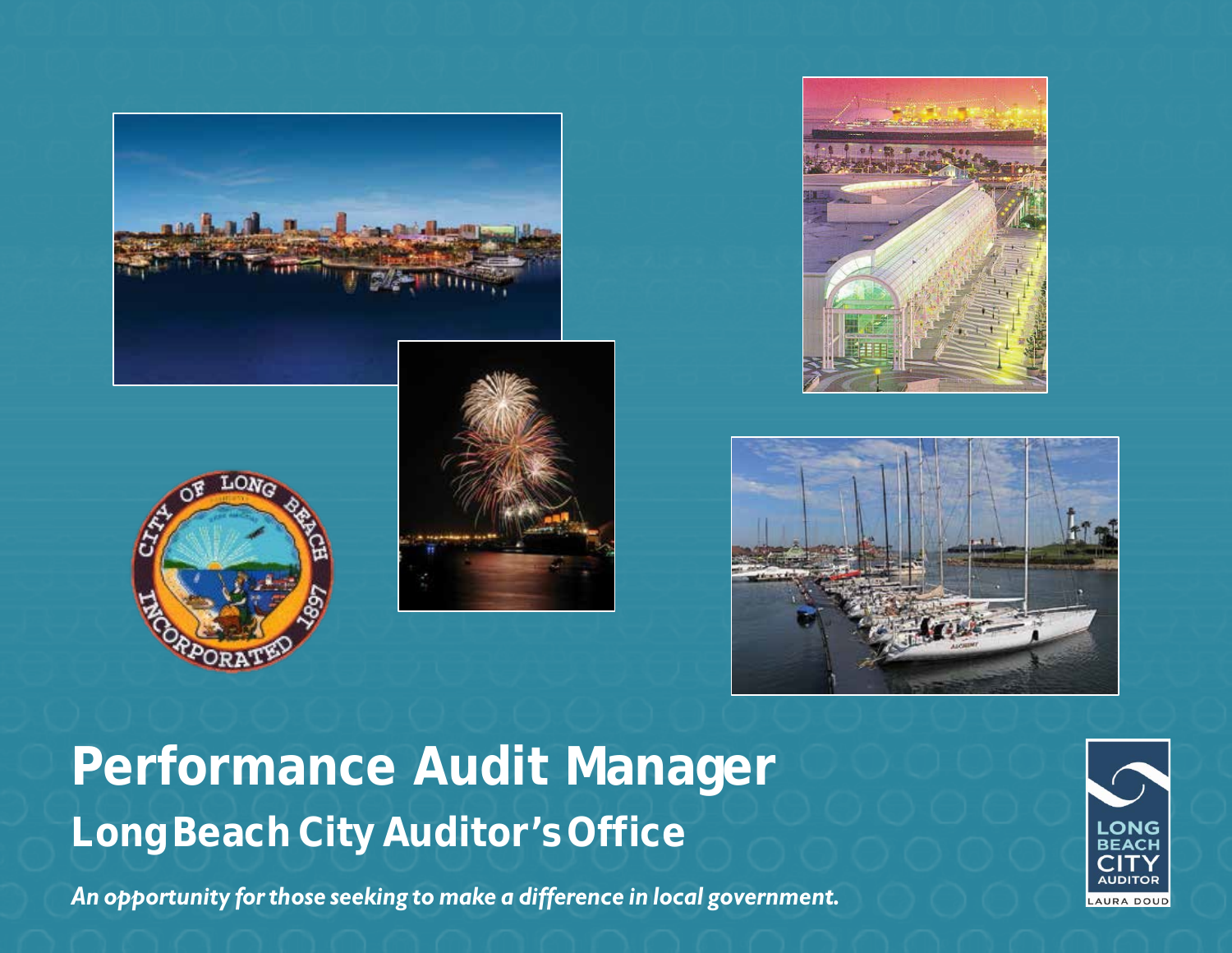# Performance Audit Manager

## Long Beach City Auditor's Office

*An opportunity for those seeking to make a difference in local government.*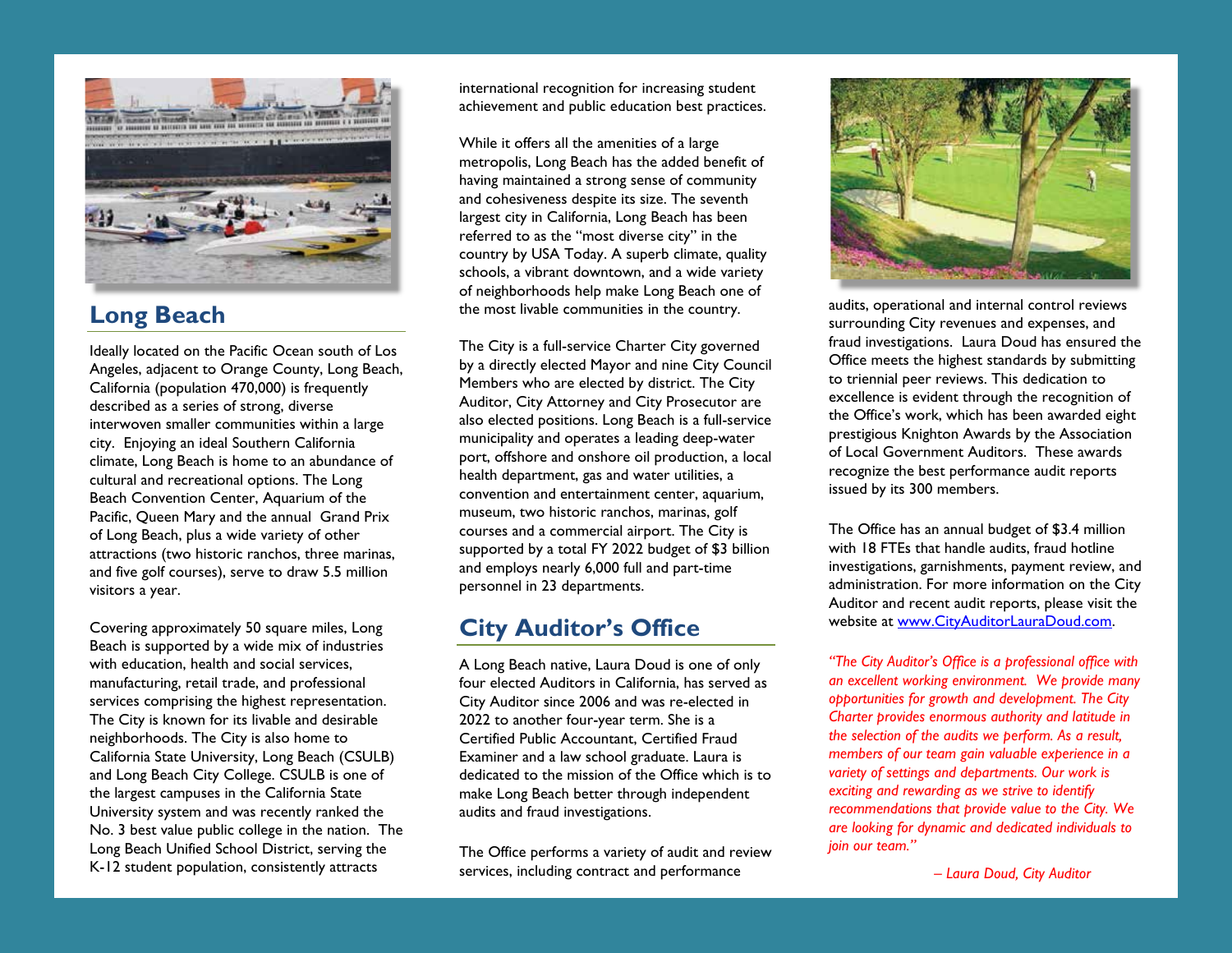## Long Beach

Ideally located on the Pacific Ocean south of Los Angeles, adjacent to Orange County, Long Beach, California (population 470,000) is frequently described as a series of strong, diverse interwoven smaller communities within a large city. Enjoying an ideal Southern California climate, Long Beach is home to an abundance of cultural and recreational options. The Long Beach Convention Center, Aquarium of the Pacific, Queen Mary and the annual Grand Prix of Long Beach, plus a wide variety of other attractions (two historic ranchos, three marinas, and five golf courses), serve to draw 5.5 million visitors a year.

Covering approximately 50 square miles, Long Beach is supported by a wide mix of industries with education, health and social services, manufacturing, retail trade, and professional services comprising the highest representation. The City is known for its livable and desirable neighborhoods. The City is also home to California State University, Long Beach (CSULB) and Long Beach City College. CSULB is one of the largest campuses in the California State University system and was recently ranked the No. 3 best value public college in the nation. The Long Beach Unified School District, serving the K-12 student population, consistently attracts international recognition for increasing student achievement and public education best practices.

While it offers all the amenities of a large metropolis, Long Beach has the added benefit of having maintained a strong sense of community and cohesiveness despite its size. The seventh largest city in California, Long Beach has been referred to as the "most diverse city" in the country by USA Today. A superb climate, quality schools, a vibrant downtown, and a wide variety of neighborhoods help make Long Beach one of the most livable communities in the country.

The City is a full-service Charter City governed by a directly elected Mayor and nine City Council Members who are elected by district. The City Auditor, City Attorney and City Prosecutor are also elected positions. Long Beach is a full-service municipality and operates a leading deep-water port, offshore and onshore oil production, a local health department, gas and water utilities, a convention and entertainment center, aquarium, museum, two historic ranchos, marinas, golf courses and a commercial airport. The City is supported by a total FY 2022 budget of $3 billion and employs nearly 6,000 full and part-time personnel in 23 departments.

## City Auditor's Office

A Long Beach native, Laura Doud is one of only four elected Auditors in California, has served as City Auditor since 2006 and was re-elected in 2022 to another four-year term. She is a Certified Public Accountant, Certified Fraud Examiner and a law school graduate. Laura is dedicated to the mission of the Office which is to make Long Beach better through independent audits and fraud investigations.

The Office performs a variety of audit and review services, including contract and performance audits, operational and internal control reviews surrounding City revenues and expenses, and fraud investigations. Laura Doud has ensured the Office meets the highest standards by submitting to triennial peer reviews. This dedication to excellence is evident through the recognition of the Office's work, which has been awarded eight prestigious Knighton Awards by the Association of Local Government Auditors. These awards recognize the best performance audit reports issued by its 300 members.

The Office has an annual budget of $3.4 million with 18 FTEs that handle audits, fraud hotline investigations, garnishments, payment review, and administration. For more information on the City Auditor and recent audit reports, please visit the website at [www.CityAuditorLauraDoud.com](http://www.CityAuditorLauraDoud.com).

*"The City Auditor's Office is a professional office with an excellent working environment. We provide many opportunities for growth and development. The City Charter provides enormous authority and latitude in the selection of the audits we perform. As a result, members of our team gain valuable experience in a variety of settings and departments. Our work is exciting and rewarding as we strive to identify recommendations that provide value to the City. We are looking for dynamic and dedicated individuals to join our team."*

*– Laura Doud, City Auditor*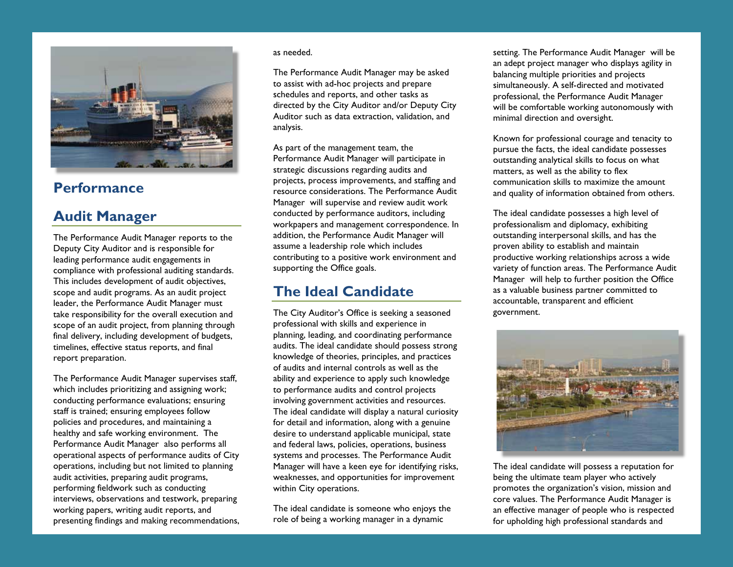## Performance Audit Manager

The Performance Audit Manager reports to the Deputy City Auditor and is responsible for leading performance audit engagements in compliance with professional auditing standards. This includes development of audit objectives, scope and audit programs. As an audit project leader, the Performance Audit Manager must take responsibility for the overall execution and scope of an audit project, from planning through final delivery, including development of budgets, timelines, effective status reports, and final report preparation.

The Performance Audit Manager supervises staff, which includes prioritizing and assigning work; conducting performance evaluations; ensuring staff is trained; ensuring employees follow policies and procedures, and maintaining a healthy and safe working environment. The Performance Audit Manager also performs all operational aspects of performance audits of City operations, including but not limited to planning audit activities, preparing audit programs, performing fieldwork such as conducting interviews, observations and testwork, preparing working papers, writing audit reports, and presenting findings and making recommendations, as needed.

The Performance Audit Manager may be asked to assist with ad-hoc projects and prepare schedules and reports, and other tasks as directed by the City Auditor and/or Deputy City Auditor such as data extraction, validation, and analysis.

As part of the management team, the Performance Audit Manager will participate in strategic discussions regarding audits and projects, process improvements, and staffing and resource considerations. The Performance Audit Manager will supervise and review audit work conducted by performance auditors, including workpapers and management correspondence. In addition, the Performance Audit Manager will assume a leadership role which includes contributing to a positive work environment and supporting the Office goals.

## The Ideal Candidate

The City Auditor's Office is seeking a seasoned professional with skills and experience in planning, leading, and coordinating performance audits. The ideal candidate should possess strong knowledge of theories, principles, and practices of audits and internal controls as well as the ability and experience to apply such knowledge to performance audits and control projects involving government activities and resources. The ideal candidate will display a natural curiosity for detail and information, along with a genuine desire to understand applicable municipal, state and federal laws, policies, operations, business systems and processes. The Performance Audit Manager will have a keen eye for identifying risks, weaknesses, and opportunities for improvement within City operations.

The ideal candidate is someone who enjoys the role of being a working manager in a dynamic setting. The Performance Audit Manager will be an adept project manager who displays agility in balancing multiple priorities and projects simultaneously. A self-directed and motivated professional, the Performance Audit Manager will be comfortable working autonomously with minimal direction and oversight.

Known for professional courage and tenacity to pursue the facts, the ideal candidate possesses outstanding analytical skills to focus on what matters, as well as the ability to flex communication skills to maximize the amount and quality of information obtained from others.

The ideal candidate possesses a high level of professionalism and diplomacy, exhibiting outstanding interpersonal skills, and has the proven ability to establish and maintain productive working relationships across a wide variety of function areas. The Performance Audit Manager will help to further position the Office as a valuable business partner committed to accountable, transparent and efficient government.

The ideal candidate will possess a reputation for being the ultimate team player who actively promotes the organization's vision, mission and core values. The Performance Audit Manager is an effective manager of people who is respected for upholding high professional standards and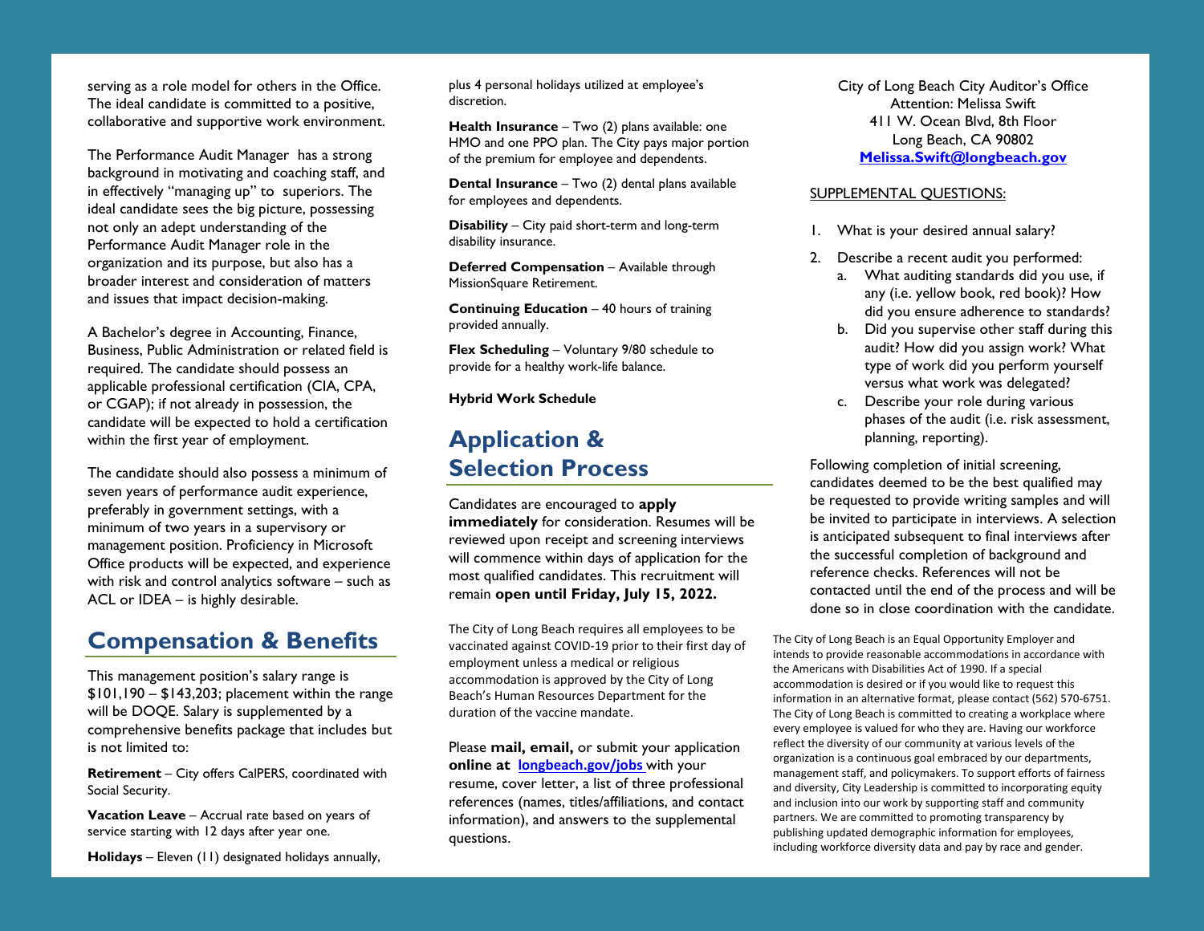serving as a role model for others in the Office. The ideal candidate is committed to a positive, collaborative and supportive work environment.

The Performance Audit Manager has a strong background in motivating and coaching staff, and in effectively "managing up" to superiors. The ideal candidate sees the big picture, possessing not only an adept understanding of the Performance Audit Manager role in the organization and its purpose, but also has a broader interest and consideration of matters and issues that impact decision-making.

A Bachelor's degree in Accounting, Finance, Business, Public Administration or related field is required. The candidate should possess an applicable professional certification (CIA, CPA, or CGAP); if not already in possession, the candidate will be expected to hold a certification within the first year of employment.

The candidate should also possess a minimum of seven years of performance audit experience, preferably in government settings, with a minimum of two years in a supervisory or management position. Proficiency in Microsoft Office products will be expected, and experience with risk and control analytics software – such as ACL or IDEA – is highly desirable.

## Compensation & Benefits

This management position's salary range is $101,190 – $143,203; placement within the range will be DOQE. Salary is supplemented by a comprehensive benefits package that includes but is not limited to:

**Retirement** – City offers CalPERS, coordinated with Social Security.

**Vacation Leave** – Accrual rate based on years of service starting with 12 days after year one.

**Holidays** – Eleven (11) designated holidays annually, plus 4 personal holidays utilized at employee's discretion.

**Health Insurance** – Two (2) plans available: one HMO and one PPO plan. The City pays major portion of the premium for employee and dependents.

**Dental Insurance** – Two (2) dental plans available for employees and dependents.

**Disability** – City paid short-term and long-term disability insurance.

**Deferred Compensation** – Available through MissionSquare Retirement.

**Continuing Education** – 40 hours of training provided annually.

**Flex Scheduling** – Voluntary 9/80 schedule to provide for a healthy work-life balance.

**Hybrid Work Schedule**

## Application & Selection Process

Candidates are encouraged to **apply immediately** for consideration. Resumes will be reviewed upon receipt and screening interviews will commence within days of application for the most qualified candidates. This recruitment will remain **open until Friday, July 15, 2022.**

The City of Long Beach requires all employees to be vaccinated against COVID-19 prior to their first day of employment unless a medical or religious accommodation is approved by the City of Long Beach's Human Resources Department for the duration of the vaccine mandate.

Please **mail, email,** or submit your application **online at** **longbeach.gov/jobs** with your resume, cover letter, a list of three professional references (names, titles/affiliations, and contact information), and answers to the supplemental questions.

City of Long Beach City Auditor's Office
Attention: Melissa Swift
411 W. Ocean Blvd, 8th Floor
Long Beach, CA 90802
**Melissa.Swift@longbeach.gov**

SUPPLEMENTAL QUESTIONS:

1. What is your desired annual salary?
2. Describe a recent audit you performed:
   a. What auditing standards did you use, if any (i.e. yellow book, red book)? How did you ensure adherence to standards?
   b. Did you supervise other staff during this audit? How did you assign work? What type of work did you perform yourself versus what work was delegated?
   c. Describe your role during various phases of the audit (i.e. risk assessment, planning, reporting).

Following completion of initial screening, candidates deemed to be the best qualified may be requested to provide writing samples and will be invited to participate in interviews. A selection is anticipated subsequent to final interviews after the successful completion of background and reference checks. References will not be contacted until the end of the process and will be done so in close coordination with the candidate.

The City of Long Beach is an Equal Opportunity Employer and intends to provide reasonable accommodations in accordance with the Americans with Disabilities Act of 1990. If a special accommodation is desired or if you would like to request this information in an alternative format, please contact (562) 570-6751. The City of Long Beach is committed to creating a workplace where every employee is valued for who they are. Having our workforce reflect the diversity of our community at various levels of the organization is a continuous goal embraced by our departments, management staff, and policymakers. To support efforts of fairness and diversity, City Leadership is committed to incorporating equity and inclusion into our work by supporting staff and community partners. We are committed to promoting transparency by publishing updated demographic information for employees, including workforce diversity data and pay by race and gender.